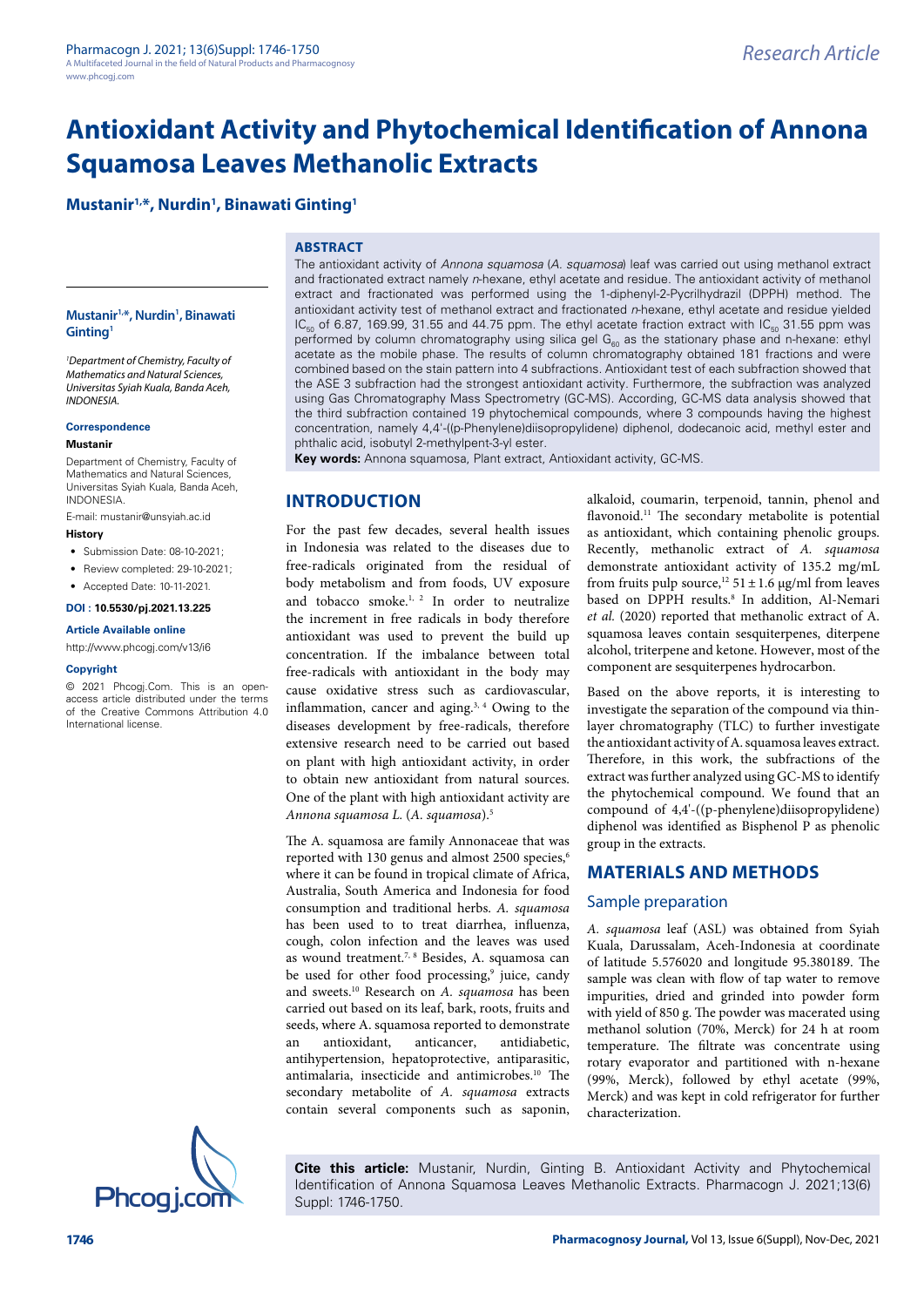Research Article

# Antioxidant Activity and Phytochemical Identification of Annona Squamosa Leaves Methanolic Extracts

**Mustanir[1,*], Nurdin[1], Binawati Ginting[1]**

## ABSTRACT

The antioxidant activity of *Annona squamosa* (*A. squamosa*) leaf was carried out using methanol extract and fractionated extract namely *n*-hexane, ethyl acetate and residue. The antioxidant activity of methanol extract and fractionated was performed using the 1-diphenyl-2-Pycrilhydrazil (DPPH) method. The antioxidant activity test of methanol extract and fractionated *n*-hexane, ethyl acetate and residue yielded $IC_{50}$ of 6.87, 169.99, 31.55 and 44.75 ppm. The ethyl acetate fraction extract with $IC_{50}$ 31.55 ppm was performed by column chromatography using silica gel $G_{60}$ as the stationary phase and n-hexane: ethyl acetate as the mobile phase. The results of column chromatography obtained 181 fractions and were combined based on the stain pattern into 4 subfractions. Antioxidant test of each subfraction showed that the ASE 3 subfraction had the strongest antioxidant activity. Furthermore, the subfraction was analyzed using Gas Chromatography Mass Spectrometry (GC-MS). According, GC-MS data analysis showed that the third subfraction contained 19 phytochemical compounds, where 3 compounds having the highest concentration, namely 4,4'-((p-Phenylene)diisopropylidene) diphenol, dodecanoic acid, methyl ester and phthalic acid, isobutyl 2-methylpent-3-yl ester.

**Key words:** Annona squamosa, Plant extract, Antioxidant activity, GC-MS.

**Mustanir[1,*], Nurdin[1], Binawati Ginting[1]**

[1]*Department of Chemistry, Faculty of Mathematics and Natural Sciences, Universitas Syiah Kuala, Banda Aceh, INDONESIA.*

**Correspondence**

**Mustanir**

Department of Chemistry, Faculty of Mathematics and Natural Sciences, Universitas Syiah Kuala, Banda Aceh, INDONESIA.

E-mail: mustanir@unsyiah.ac.id

**History**

- Submission Date: 08-10-2021;
- Review completed: 29-10-2021;
- Accepted Date: 10-11-2021.

**DOI : 10.5530/pj.2021.13.225**

**Article Available online**

http://www.phcogj.com/v13/i6

**Copyright**

© 2021 Phcogj.Com. This is an open-access article distributed under the terms of the Creative Commons Attribution 4.0 International license.

## INTRODUCTION

For the past few decades, several health issues in Indonesia was related to the diseases due to free-radicals originated from the residual of body metabolism and from foods, UV exposure and tobacco smoke.[1, 2] In order to neutralize the increment in free radicals in body therefore antioxidant was used to prevent the build up concentration. If the imbalance between total free-radicals with antioxidant in the body may cause oxidative stress such as cardiovascular, inflammation, cancer and aging.[3, 4] Owing to the diseases development by free-radicals, therefore extensive research need to be carried out based on plant with high antioxidant activity, in order to obtain new antioxidant from natural sources. One of the plant with high antioxidant activity are *Annona squamosa L.* (*A. squamosa*).[5]

The A. squamosa are family Annonaceae that was reported with 130 genus and almost 2500 species,[6] where it can be found in tropical climate of Africa, Australia, South America and Indonesia for food consumption and traditional herbs. *A. squamosa* has been used to to treat diarrhea, influenza, cough, colon infection and the leaves was used as wound treatment.[7, 8] Besides, A. squamosa can be used for other food processing,[9] juice, candy and sweets.[10] Research on *A. squamosa* has been carried out based on its leaf, bark, roots, fruits and seeds, where A. squamosa reported to demonstrate an antioxidant, anticancer, antidiabetic, antihypertension, hepatoprotective, antiparasitic, antimalaria, insecticide and antimicrobes.[10] The secondary metabolite of *A. squamosa* extracts contain several components such as saponin, alkaloid, coumarin, terpenoid, tannin, phenol and flavonoid.[11] The secondary metabolite is potential as antioxidant, which containing phenolic groups. Recently, methanolic extract of *A. squamosa* demonstrate antioxidant activity of 135.2 mg/mL from fruits pulp source,[12] 51 ± 1.6 µg/ml from leaves based on DPPH results.[8] In addition, Al-Nemari *et al.* (2020) reported that methanolic extract of A. squamosa leaves contain sesquiterpenes, diterpene alcohol, triterpene and ketone. However, most of the component are sesquiterpenes hydrocarbon.

Based on the above reports, it is interesting to investigate the separation of the compound via thin-layer chromatography (TLC) to further investigate the antioxidant activity of A. squamosa leaves extract. Therefore, in this work, the subfractions of the extract was further analyzed using GC-MS to identify the phytochemical compound. We found that an compound of 4,4'-((p-phenylene)diisopropylidene) diphenol was identified as Bisphenol P as phenolic group in the extracts.

## MATERIALS AND METHODS

### Sample preparation

*A. squamosa* leaf (ASL) was obtained from Syiah Kuala, Darussalam, Aceh-Indonesia at coordinate of latitude 5.576020 and longitude 95.380189. The sample was clean with flow of tap water to remove impurities, dried and grinded into powder form with yield of 850 g. The powder was macerated using methanol solution (70%, Merck) for 24 h at room temperature. The filtrate was concentrate using rotary evaporator and partitioned with n-hexane (99%, Merck), followed by ethyl acetate (99%, Merck) and was kept in cold refrigerator for further characterization.

**Cite this article:** Mustanir, Nurdin, Ginting B. Antioxidant Activity and Phytochemical Identification of Annona Squamosa Leaves Methanolic Extracts. Pharmacogn J. 2021;13(6) Suppl: 1746-1750.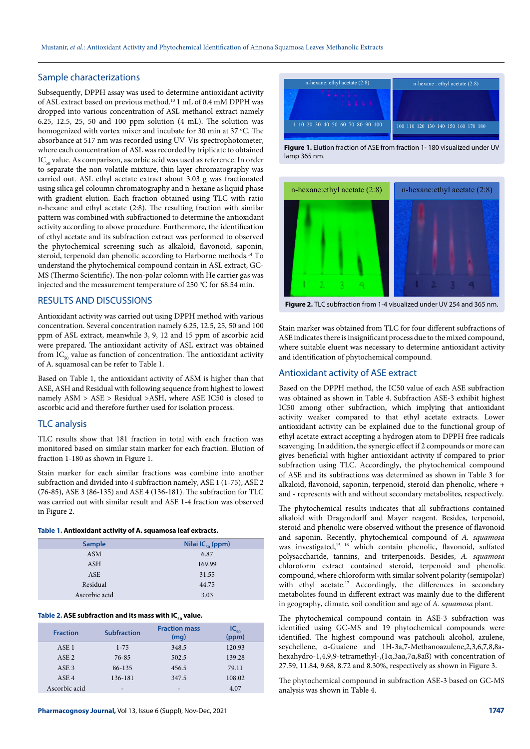## Sample characterizations

Subsequently, DPPH assay was used to determine antioxidant activity of ASL extract based on previous method.[13] 1 mL of 0.4 mM DPPH was dropped into various concentration of ASL methanol extract namely 6.25, 12.5, 25, 50 and 100 ppm solution (4 mL). The solution was homogenized with vortex mixer and incubate for 30 min at 37 °C. The absorbance at 517 nm was recorded using UV-Vis spectrophotometer, where each concentration of ASL was recorded by triplicate to obtained $IC_{50}$ value. As comparison, ascorbic acid was used as reference. In order to separate the non-volatile mixture, thin layer chromatography was carried out. ASL ethyl acetate extract about 3.03 g was fractionated using silica gel coloumn chromatography and n-hexane as liquid phase with gradient elution. Each fraction obtained using TLC with ratio n-hexane and ethyl acetate (2:8). The resulting fraction with similar pattern was combined with subfractioned to determine the antioxidant activity according to above procedure. Furthermore, the identification of ethyl acetate and its subfraction extract was performed to observed the phytochemical screening such as alkaloid, flavonoid, saponin, steroid, terpenoid dan phenolic according to Harborne methods.[14] To understand the phytochemical compound contain in ASL extract, GC-MS (Thermo Scientific). The non-polar colomn with He carrier gas was injected and the measurement temperature of 250 °C for 68.54 min.

## RESULTS AND DISCUSSIONS

Antioxidant activity was carried out using DPPH method with various concentration. Several concentration namely 6.25, 12.5, 25, 50 and 100 ppm of ASL extract, meanwhile 3, 9, 12 and 15 ppm of ascorbic acid were prepared. The antioxidant activity of ASL extract was obtained from $IC_{50}$ value as function of concentration. The antioxidant activity of A. squamosal can be refer to Table 1.

Based on Table 1, the antioxidant activity of ASM is higher than that ASE, ASH and Residual with following sequence from highest to lowest namely ASM > ASE > Residual >ASH, where ASE IC50 is closed to ascorbic acid and therefore further used for isolation process.

## TLC analysis

TLC results show that 181 fraction in total with each fraction was monitored based on similar stain marker for each fraction. Elution of fraction 1-180 as shown in Figure 1.

Stain marker for each similar fractions was combine into another subfraction and divided into 4 subfraction namely, ASE 1 (1-75), ASE 2 (76-85), ASE 3 (86-135) and ASE 4 (136-181). The subfraction for TLC was carried out with similar result and ASE 1-4 fraction was observed in Figure 2.

**Table 1. Antioxidant activity of A. squamosa leaf extracts.**

| Sample | Nilai $IC_{50}$ (ppm) |
|---|---|
| ASM | 6.87 |
| ASH | 169.99 |
| ASE | 31.55 |
| Residual | 44.75 |
| Ascorbic acid | 3.03 |

**Table 2. ASE subfraction and its mass with $IC_{50}$ value.**

| Fraction | Subfraction | Fraction mass (mg) | $IC_{50}$ (ppm) |
|---|---|---|---|
| ASE 1 | 1-75 | 348.5 | 120.93 |
| ASE 2 | 76-85 | 502.5 | 139.28 |
| ASE 3 | 86-135 | 456.5 | 79.11 |
| ASE 4 | 136-181 | 347.5 | 108.02 |
| Ascorbic acid | - | - | 4.07 |

**Figure 1.** Elution fraction of ASE from fraction 1- 180 visualized under UV lamp 365 nm.

**Figure 2.** TLC subfraction from 1-4 visualized under UV 254 and 365 nm.

Stain marker was obtained from TLC for four different subfractions of ASE indicates there is insignificant process due to the mixed compound, where suitable eluent was necessary to determine antioxidant activity and identification of phytochemical compound.

## Antioxidant activity of ASE extract

Based on the DPPH method, the IC50 value of each ASE subfraction was obtained as shown in Table 4. Subfraction ASE-3 exhibit highest IC50 among other subfraction, which implying that antioxidant activity weaker compared to that ethyl acetate extracts. Lower antioxidant activity can be explained due to the functional group of ethyl acetate extract accepting a hydrogen atom to DPPH free radicals scavenging. In addition, the synergic effect if 2 compounds or more can gives beneficial with higher antioxidant activity if compared to prior subfraction using TLC. Accordingly, the phytochemical compound of ASE and its subfractions was determined as shown in Table 3 for alkaloid, flavonoid, saponin, terpenoid, steroid dan phenolic, where + and - represents with and without secondary metabolites, respectively.

The phytochemical results indicates that all subfractions contained alkaloid with Dragendorff and Mayer reagent. Besides, terpenoid, steroid and phenolic were observed without the presence of flavonoid and saponin. Recently, phytochemical compound of *A. squamosa* was investigated,[15, 16] which contain phenolic, flavonoid, sulfated polysaccharide, tannins, and triterpenoids. Besides, *A. squamosa* chloroform extract contained steroid, terpenoid and phenolic compound, where chloroform with similar solvent polarity (semipolar) with ethyl acetate.[17] Accordingly, the differences in secondary metabolites found in different extract was mainly due to the different in geography, climate, soil condition and age of *A. squamosa* plant.

The phytochemical compound contain in ASE-3 subfraction was identified using GC-MS and 19 phytochemical compounds were identified. The highest compound was patchouli alcohol, azulene, seychellene, α-Guaiene and 1H-3a,7-Methanoazulene,2,3,6,7,8,8a-hexahydro-1,4,9,9-tetramethyl-,(1α,3aα,7α,8aß) with concentration of 27.59, 11.84, 9.68, 8.72 and 8.30%, respectively as shown in Figure 3.

The phytochemical compound in subfraction ASE-3 based on GC-MS analysis was shown in Table 4.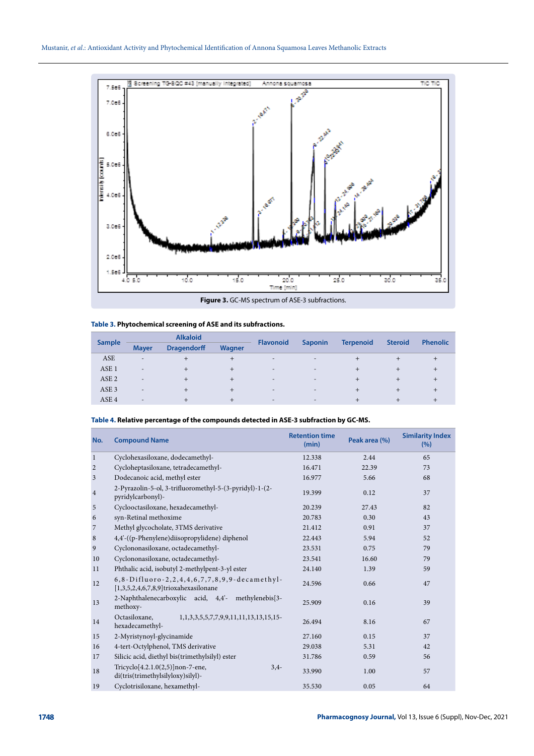Figure 3. GC-MS spectrum of ASE-3 subfractions.

**Table 3. Phytochemical screening of ASE and its subfractions.**

| Sample | Alkaloid | | | Flavonoid | Saponin | Terpenoid | Steroid | Phenolic |
|---|---|---|---|---|---|---|---|---|
| | Mayer | Dragendorff | Wagner | | | | | |
| ASE | - | + | + | - | - | + | + | + |
| ASE 1 | - | + | + | - | - | + | + | + |
| ASE 2 | - | + | + | - | - | + | + | + |
| ASE 3 | - | + | + | - | - | + | + | + |
| ASE 4 | - | + | + | - | - | + | + | + |

**Table 4. Relative percentage of the compounds detected in ASE-3 subfraction by GC-MS.**

| No. | Compound Name | Retention time (min) | Peak area (%) | Similarity Index (%) |
|---|---|---|---|---|
| 1 | Cyclohexasiloxane, dodecamethyl- | 12.338 | 2.44 | 65 |
| 2 | Cycloheptasiloxane, tetradecamethyl- | 16.471 | 22.39 | 73 |
| 3 | Dodecanoic acid, methyl ester | 16.977 | 5.66 | 68 |
| 4 | 2-Pyrazolin-5-ol, 3-trifluoromethyl-5-(3-pyridyl)-1-(2-pyridylcarbonyl)- | 19.399 | 0.12 | 37 |
| 5 | Cyclooctasiloxane, hexadecamethyl- | 20.239 | 27.43 | 82 |
| 6 | syn-Retinal methoxime | 20.783 | 0.30 | 43 |
| 7 | Methyl glycocholate, 3TMS derivative | 21.412 | 0.91 | 37 |
| 8 | 4,4'-((p-Phenylene)diisopropylidene) diphenol | 22.443 | 5.94 | 52 |
| 9 | Cyclononasiloxane, octadecamethyl- | 23.531 | 0.75 | 79 |
| 10 | Cyclononasiloxane, octadecamethyl- | 23.541 | 16.60 | 79 |
| 11 | Phthalic acid, isobutyl 2-methylpent-3-yl ester | 24.140 | 1.39 | 59 |
| 12 | 6,8-Difluoro-2,2,4,4,6,7,7,8,9,9-decamethyl-[1,3,5,2,4,6,7,8,9]trioxahexasilonane | 24.596 | 0.66 | 47 |
| 13 | 2-Naphthalenecarboxylic acid, 4,4'- methylenebis[3-methoxy- | 25.909 | 0.16 | 39 |
| 14 | Octasiloxane, 1,1,3,3,5,5,7,7,9,9,11,11,13,13,15,15-hexadecamethyl- | 26.494 | 8.16 | 67 |
| 15 | 2-Myristynoyl-glycinamide | 27.160 | 0.15 | 37 |
| 16 | 4-tert-Octylphenol, TMS derivative | 29.038 | 5.31 | 42 |
| 17 | Silicic acid, diethyl bis(trimethylsilyl) ester | 31.786 | 0.59 | 56 |
| 18 | Tricyclo[4.2.1.0(2,5)]non-7-ene, 3,4-di(tris(trimethylsilyloxy)silyl)- | 33.990 | 1.00 | 57 |
| 19 | Cyclotrisiloxane, hexamethyl- | 35.530 | 0.05 | 64 |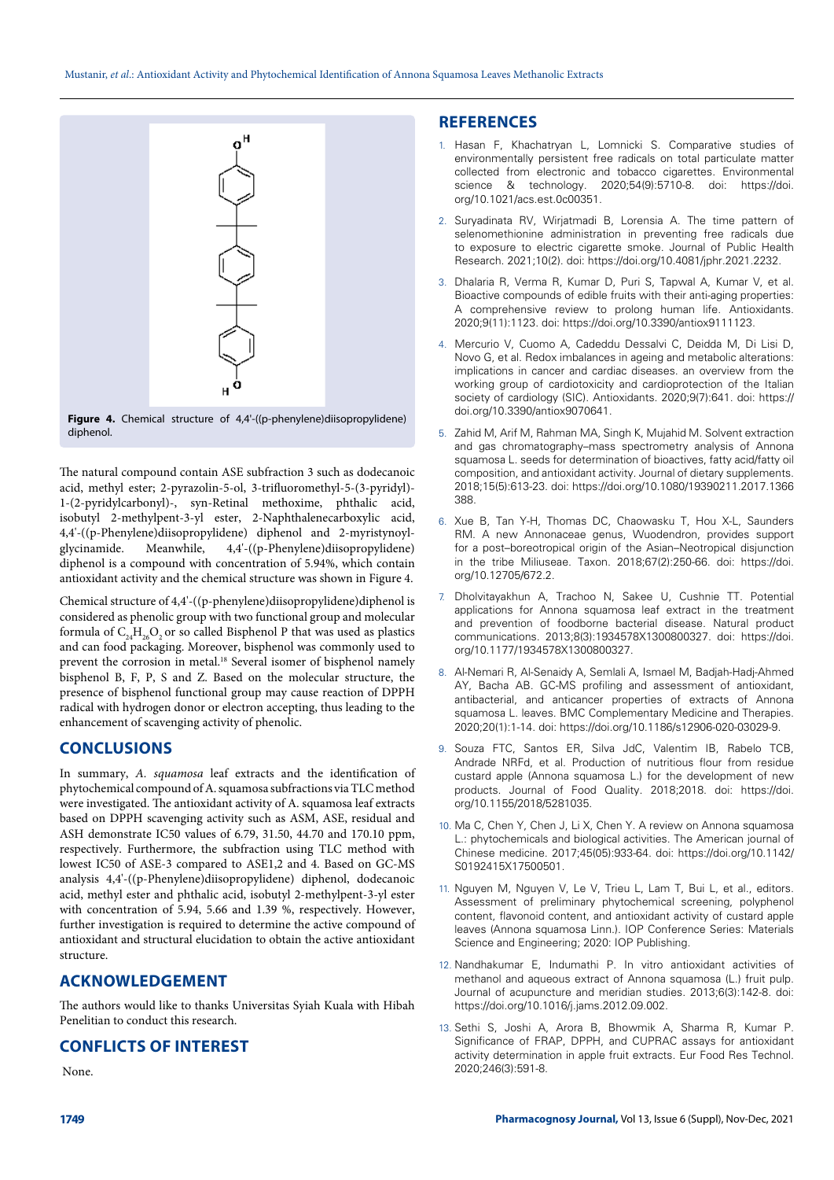**Figure 4.** Chemical structure of 4,4'-((p-phenylene)diisopropylidene) diphenol.

The natural compound contain ASE subfraction 3 such as dodecanoic acid, methyl ester; 2-pyrazolin-5-ol, 3-trifluoromethyl-5-(3-pyridyl)-1-(2-pyridylcarbonyl)-, syn-Retinal methoxime, phthalic acid, isobutyl 2-methylpent-3-yl ester, 2-Naphthalenecarboxylic acid, 4,4'-((p-Phenylene)diisopropylidene) diphenol and 2-myristynoyl-glycinamide. Meanwhile, 4,4'-((p-Phenylene)diisopropylidene) diphenol is a compound with concentration of 5.94%, which contain antioxidant activity and the chemical structure was shown in Figure 4.

Chemical structure of 4,4'-((p-phenylene)diisopropylidene)diphenol is considered as phenolic group with two functional group and molecular formula of $C_{24}H_{26}O_2$ or so called Bisphenol P that was used as plastics and can food packaging. Moreover, bisphenol was commonly used to prevent the corrosion in metal.[18] Several isomer of bisphenol namely bisphenol B, F, P, S and Z. Based on the molecular structure, the presence of bisphenol functional group may cause reaction of DPPH radical with hydrogen donor or electron accepting, thus leading to the enhancement of scavenging activity of phenolic.

## CONCLUSIONS

In summary, *A. squamosa* leaf extracts and the identification of phytochemical compound of A. squamosa subfractions via TLC method were investigated. The antioxidant activity of A. squamosa leaf extracts based on DPPH scavenging activity such as ASM, ASE, residual and ASH demonstrate IC50 values of 6.79, 31.50, 44.70 and 170.10 ppm, respectively. Furthermore, the subfraction using TLC method with lowest IC50 of ASE-3 compared to ASE1,2 and 4. Based on GC-MS analysis 4,4'-((p-Phenylene)diisopropylidene) diphenol, dodecanoic acid, methyl ester and phthalic acid, isobutyl 2-methylpent-3-yl ester with concentration of 5.94, 5.66 and 1.39 %, respectively. However, further investigation is required to determine the active compound of antioxidant and structural elucidation to obtain the active antioxidant structure.

## ACKNOWLEDGEMENT

The authors would like to thanks Universitas Syiah Kuala with Hibah Penelitian to conduct this research.

## CONFLICTS OF INTEREST

None.

## REFERENCES

1. Hasan F, Khachatryan L, Lomnicki S. Comparative studies of environmentally persistent free radicals on total particulate matter collected from electronic and tobacco cigarettes. Environmental science & technology. 2020;54(9):5710-8. doi: https://doi.org/10.1021/acs.est.0c00351.
2. Suryadinata RV, Wirjatmadi B, Lorensia A. The time pattern of selenomethionine administration in preventing free radicals due to exposure to electric cigarette smoke. Journal of Public Health Research. 2021;10(2). doi: https://doi.org/10.4081/jphr.2021.2232.
3. Dhalaria R, Verma R, Kumar D, Puri S, Tapwal A, Kumar V, et al. Bioactive compounds of edible fruits with their anti-aging properties: A comprehensive review to prolong human life. Antioxidants. 2020;9(11):1123. doi: https://doi.org/10.3390/antiox9111123.
4. Mercurio V, Cuomo A, Cadeddu Dessalvi C, Deidda M, Di Lisi D, Novo G, et al. Redox imbalances in ageing and metabolic alterations: implications in cancer and cardiac diseases. an overview from the working group of cardiotoxicity and cardioprotection of the Italian society of cardiology (SIC). Antioxidants. 2020;9(7):641. doi: https://doi.org/10.3390/antiox9070641.
5. Zahid M, Arif M, Rahman MA, Singh K, Mujahid M. Solvent extraction and gas chromatography–mass spectrometry analysis of Annona squamosa L. seeds for determination of bioactives, fatty acid/fatty oil composition, and antioxidant activity. Journal of dietary supplements. 2018;15(5):613-23. doi: https://doi.org/10.1080/19390211.2017.1366388.
6. Xue B, Tan Y-H, Thomas DC, Chaowasku T, Hou X-L, Saunders RM. A new Annonaceae genus, Wuodendron, provides support for a post–boreotropical origin of the Asian–Neotropical disjunction in the tribe Miliuseae. Taxon. 2018;67(2):250-66. doi: https://doi.org/10.12705/672.2.
7. Dholvitayakhun A, Trachoo N, Sakee U, Cushnie TT. Potential applications for Annona squamosa leaf extract in the treatment and prevention of foodborne bacterial disease. Natural product communications. 2013;8(3):1934578X1300800327. doi: https://doi.org/10.1177/1934578X1300800327.
8. Al-Nemari R, Al-Senaidy A, Semlali A, Ismael M, Badjah-Hadj-Ahmed AY, Bacha AB. GC-MS profiling and assessment of antioxidant, antibacterial, and anticancer properties of extracts of Annona squamosa L. leaves. BMC Complementary Medicine and Therapies. 2020;20(1):1-14. doi: https://doi.org/10.1186/s12906-020-03029-9.
9. Souza FTC, Santos ER, Silva JdC, Valentim IB, Rabelo TCB, Andrade NRFd, et al. Production of nutritious flour from residue custard apple (Annona squamosa L.) for the development of new products. Journal of Food Quality. 2018;2018. doi: https://doi.org/10.1155/2018/5281035.
10. Ma C, Chen Y, Chen J, Li X, Chen Y. A review on Annona squamosa L.: phytochemicals and biological activities. The American journal of Chinese medicine. 2017;45(05):933-64. doi: https://doi.org/10.1142/S0192415X17500501.
11. Nguyen M, Nguyen V, Le V, Trieu L, Lam T, Bui L, et al., editors. Assessment of preliminary phytochemical screening, polyphenol content, flavonoid content, and antioxidant activity of custard apple leaves (Annona squamosa Linn.). IOP Conference Series: Materials Science and Engineering; 2020: IOP Publishing.
12. Nandhakumar E, Indumathi P. In vitro antioxidant activities of methanol and aqueous extract of Annona squamosa (L.) fruit pulp. Journal of acupuncture and meridian studies. 2013;6(3):142-8. doi: https://doi.org/10.1016/j.jams.2012.09.002.
13. Sethi S, Joshi A, Arora B, Bhowmik A, Sharma R, Kumar P. Significance of FRAP, DPPH, and CUPRAC assays for antioxidant activity determination in apple fruit extracts. Eur Food Res Technol. 2020;246(3):591-8.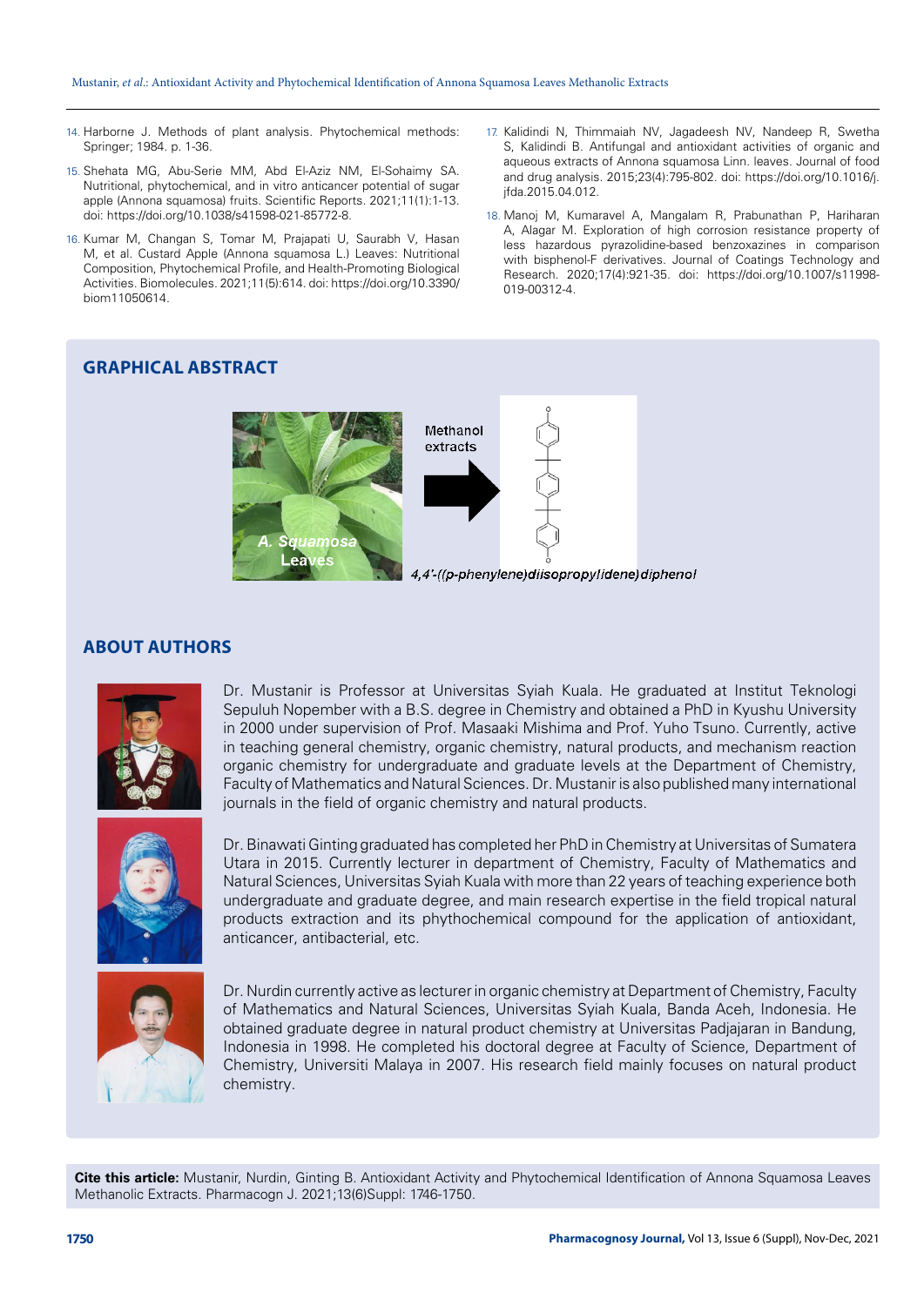14. Harborne J. Methods of plant analysis. Phytochemical methods: Springer; 1984. p. 1-36.
15. Shehata MG, Abu-Serie MM, Abd El-Aziz NM, El-Sohaimy SA. Nutritional, phytochemical, and in vitro anticancer potential of sugar apple (Annona squamosa) fruits. Scientific Reports. 2021;11(1):1-13. doi: https://doi.org/10.1038/s41598-021-85772-8.
16. Kumar M, Changan S, Tomar M, Prajapati U, Saurabh V, Hasan M, et al. Custard Apple (Annona squamosa L.) Leaves: Nutritional Composition, Phytochemical Profile, and Health-Promoting Biological Activities. Biomolecules. 2021;11(5):614. doi: https://doi.org/10.3390/biom11050614.
17. Kalidindi N, Thimmaiah NV, Jagadeesh NV, Nandeep R, Swetha S, Kalidindi B. Antifungal and antioxidant activities of organic and aqueous extracts of Annona squamosa Linn. leaves. Journal of food and drug analysis. 2015;23(4):795-802. doi: https://doi.org/10.1016/j.jfda.2015.04.012.
18. Manoj M, Kumaravel A, Mangalam R, Prabunathan P, Hariharan A, Alagar M. Exploration of high corrosion resistance property of less hazardous pyrazolidine-based benzoxazines in comparison with bisphenol-F derivatives. Journal of Coatings Technology and Research. 2020;17(4):921-35. doi: https://doi.org/10.1007/s11998-019-00312-4.

## GRAPHICAL ABSTRACT

A. Squamosa Leaves

Methanol extracts

4,4'-((p-phenylene)diisopropylidene)diphenol

## ABOUT AUTHORS

Dr. Mustanir is Professor at Universitas Syiah Kuala. He graduated at Institut Teknologi Sepuluh Nopember with a B.S. degree in Chemistry and obtained a PhD in Kyushu University in 2000 under supervision of Prof. Masaaki Mishima and Prof. Yuho Tsuno. Currently, active in teaching general chemistry, organic chemistry, natural products, and mechanism reaction organic chemistry for undergraduate and graduate levels at the Department of Chemistry, Faculty of Mathematics and Natural Sciences. Dr. Mustanir is also published many international journals in the field of organic chemistry and natural products.

Dr. Binawati Ginting graduated has completed her PhD in Chemistry at Universitas of Sumatera Utara in 2015. Currently lecturer in department of Chemistry, Faculty of Mathematics and Natural Sciences, Universitas Syiah Kuala with more than 22 years of teaching experience both undergraduate and graduate degree, and main research expertise in the field tropical natural products extraction and its phythochemical compound for the application of antioxidant, anticancer, antibacterial, etc.

Dr. Nurdin currently active as lecturer in organic chemistry at Department of Chemistry, Faculty of Mathematics and Natural Sciences, Universitas Syiah Kuala, Banda Aceh, Indonesia. He obtained graduate degree in natural product chemistry at Universitas Padjajaran in Bandung, Indonesia in 1998. He completed his doctoral degree at Faculty of Science, Department of Chemistry, Universiti Malaya in 2007. His research field mainly focuses on natural product chemistry.

**Cite this article:** Mustanir, Nurdin, Ginting B. Antioxidant Activity and Phytochemical Identification of Annona Squamosa Leaves Methanolic Extracts. Pharmacogn J. 2021;13(6)Suppl: 1746-1750.